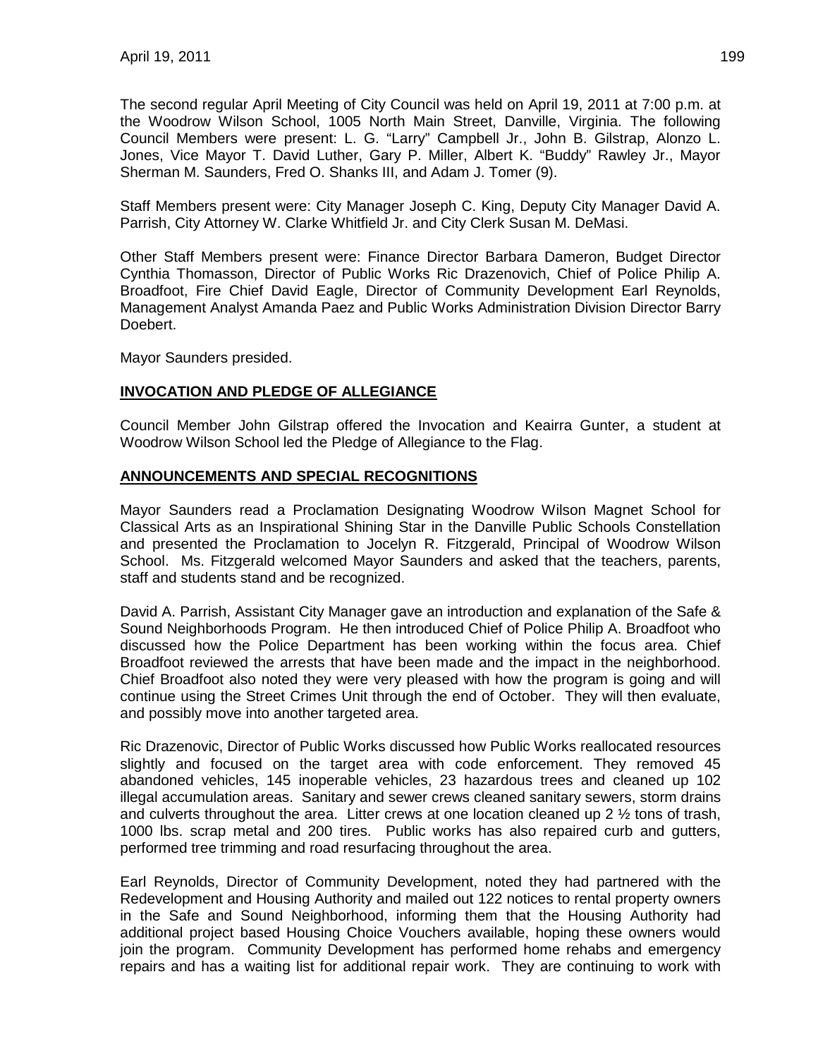The second regular April Meeting of City Council was held on April 19, 2011 at 7:00 p.m. at the Woodrow Wilson School, 1005 North Main Street, Danville, Virginia. The following Council Members were present: L. G. "Larry" Campbell Jr., John B. Gilstrap, Alonzo L. Jones, Vice Mayor T. David Luther, Gary P. Miller, Albert K. "Buddy" Rawley Jr., Mayor Sherman M. Saunders, Fred O. Shanks III, and Adam J. Tomer (9).

Staff Members present were: City Manager Joseph C. King, Deputy City Manager David A. Parrish, City Attorney W. Clarke Whitfield Jr. and City Clerk Susan M. DeMasi.

Other Staff Members present were: Finance Director Barbara Dameron, Budget Director Cynthia Thomasson, Director of Public Works Ric Drazenovich, Chief of Police Philip A. Broadfoot, Fire Chief David Eagle, Director of Community Development Earl Reynolds, Management Analyst Amanda Paez and Public Works Administration Division Director Barry Doebert.

Mayor Saunders presided.

**INVOCATION AND PLEDGE OF ALLEGIANCE**

Council Member John Gilstrap offered the Invocation and Keairra Gunter, a student at Woodrow Wilson School led the Pledge of Allegiance to the Flag.

**ANNOUNCEMENTS AND SPECIAL RECOGNITIONS**

Mayor Saunders read a Proclamation Designating Woodrow Wilson Magnet School for Classical Arts as an Inspirational Shining Star in the Danville Public Schools Constellation and presented the Proclamation to Jocelyn R. Fitzgerald, Principal of Woodrow Wilson School. Ms. Fitzgerald welcomed Mayor Saunders and asked that the teachers, parents, staff and students stand and be recognized.

David A. Parrish, Assistant City Manager gave an introduction and explanation of the Safe & Sound Neighborhoods Program. He then introduced Chief of Police Philip A. Broadfoot who discussed how the Police Department has been working within the focus area. Chief Broadfoot reviewed the arrests that have been made and the impact in the neighborhood. Chief Broadfoot also noted they were very pleased with how the program is going and will continue using the Street Crimes Unit through the end of October. They will then evaluate, and possibly move into another targeted area.

Ric Drazenovic, Director of Public Works discussed how Public Works reallocated resources slightly and focused on the target area with code enforcement. They removed 45 abandoned vehicles, 145 inoperable vehicles, 23 hazardous trees and cleaned up 102 illegal accumulation areas. Sanitary and sewer crews cleaned sanitary sewers, storm drains and culverts throughout the area. Litter crews at one location cleaned up 2 ½ tons of trash, 1000 lbs. scrap metal and 200 tires. Public works has also repaired curb and gutters, performed tree trimming and road resurfacing throughout the area.

Earl Reynolds, Director of Community Development, noted they had partnered with the Redevelopment and Housing Authority and mailed out 122 notices to rental property owners in the Safe and Sound Neighborhood, informing them that the Housing Authority had additional project based Housing Choice Vouchers available, hoping these owners would join the program. Community Development has performed home rehabs and emergency repairs and has a waiting list for additional repair work. They are continuing to work with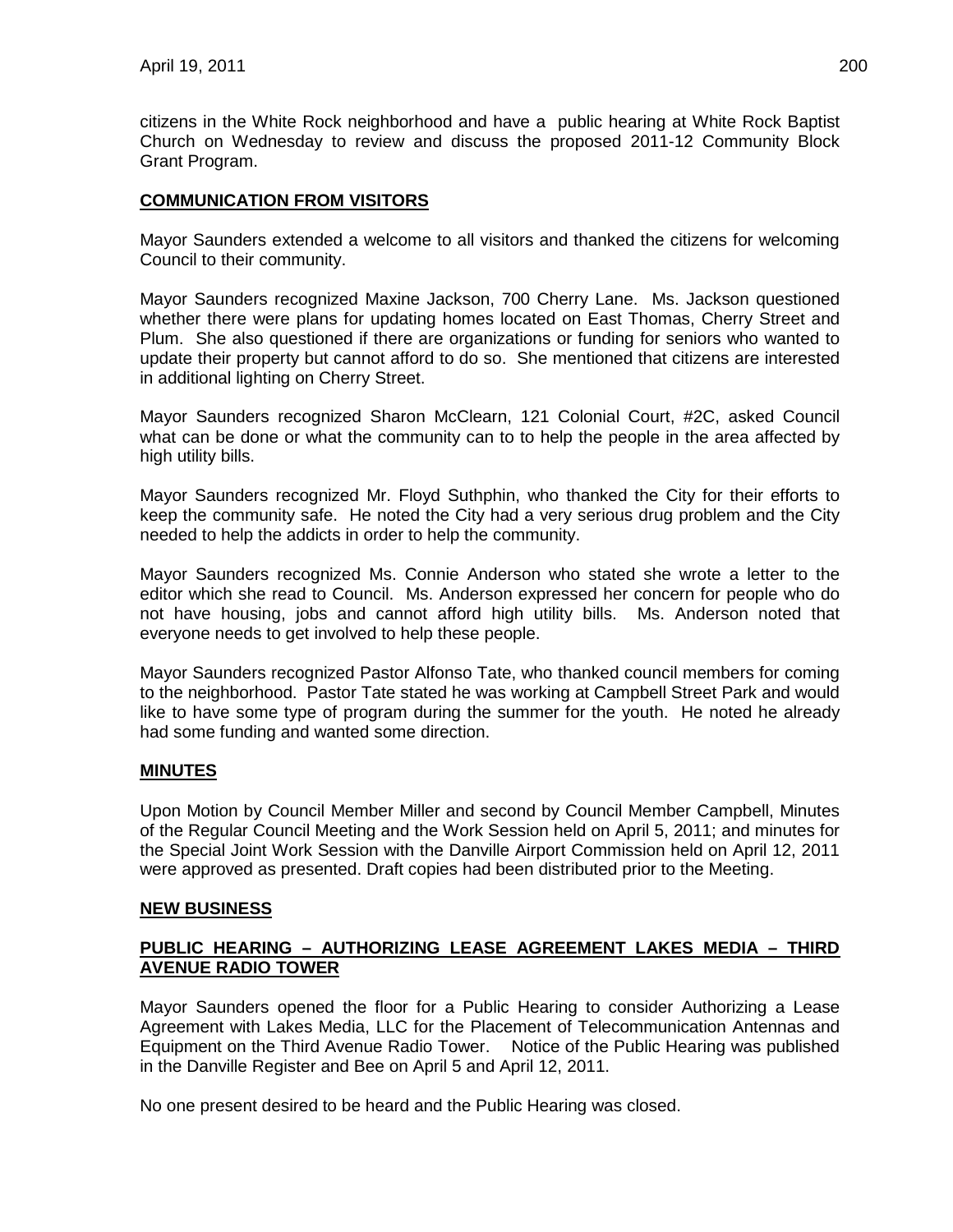citizens in the White Rock neighborhood and have a public hearing at White Rock Baptist Church on Wednesday to review and discuss the proposed 2011-12 Community Block Grant Program.

## COMMUNICATION FROM VISITORS

Mayor Saunders extended a welcome to all visitors and thanked the citizens for welcoming Council to their community.

Mayor Saunders recognized Maxine Jackson, 700 Cherry Lane. Ms. Jackson questioned whether there were plans for updating homes located on East Thomas, Cherry Street and Plum. She also questioned if there are organizations or funding for seniors who wanted to update their property but cannot afford to do so. She mentioned that citizens are interested in additional lighting on Cherry Street.

Mayor Saunders recognized Sharon McClearn, 121 Colonial Court, #2C, asked Council what can be done or what the community can to to help the people in the area affected by high utility bills.

Mayor Saunders recognized Mr. Floyd Suthphin, who thanked the City for their efforts to keep the community safe. He noted the City had a very serious drug problem and the City needed to help the addicts in order to help the community.

Mayor Saunders recognized Ms. Connie Anderson who stated she wrote a letter to the editor which she read to Council. Ms. Anderson expressed her concern for people who do not have housing, jobs and cannot afford high utility bills. Ms. Anderson noted that everyone needs to get involved to help these people.

Mayor Saunders recognized Pastor Alfonso Tate, who thanked council members for coming to the neighborhood. Pastor Tate stated he was working at Campbell Street Park and would like to have some type of program during the summer for the youth. He noted he already had some funding and wanted some direction.

## MINUTES

Upon Motion by Council Member Miller and second by Council Member Campbell, Minutes of the Regular Council Meeting and the Work Session held on April 5, 2011; and minutes for the Special Joint Work Session with the Danville Airport Commission held on April 12, 2011 were approved as presented. Draft copies had been distributed prior to the Meeting.

## NEW BUSINESS

### PUBLIC HEARING – AUTHORIZING LEASE AGREEMENT LAKES MEDIA – THIRD AVENUE RADIO TOWER

Mayor Saunders opened the floor for a Public Hearing to consider Authorizing a Lease Agreement with Lakes Media, LLC for the Placement of Telecommunication Antennas and Equipment on the Third Avenue Radio Tower. Notice of the Public Hearing was published in the Danville Register and Bee on April 5 and April 12, 2011.

No one present desired to be heard and the Public Hearing was closed.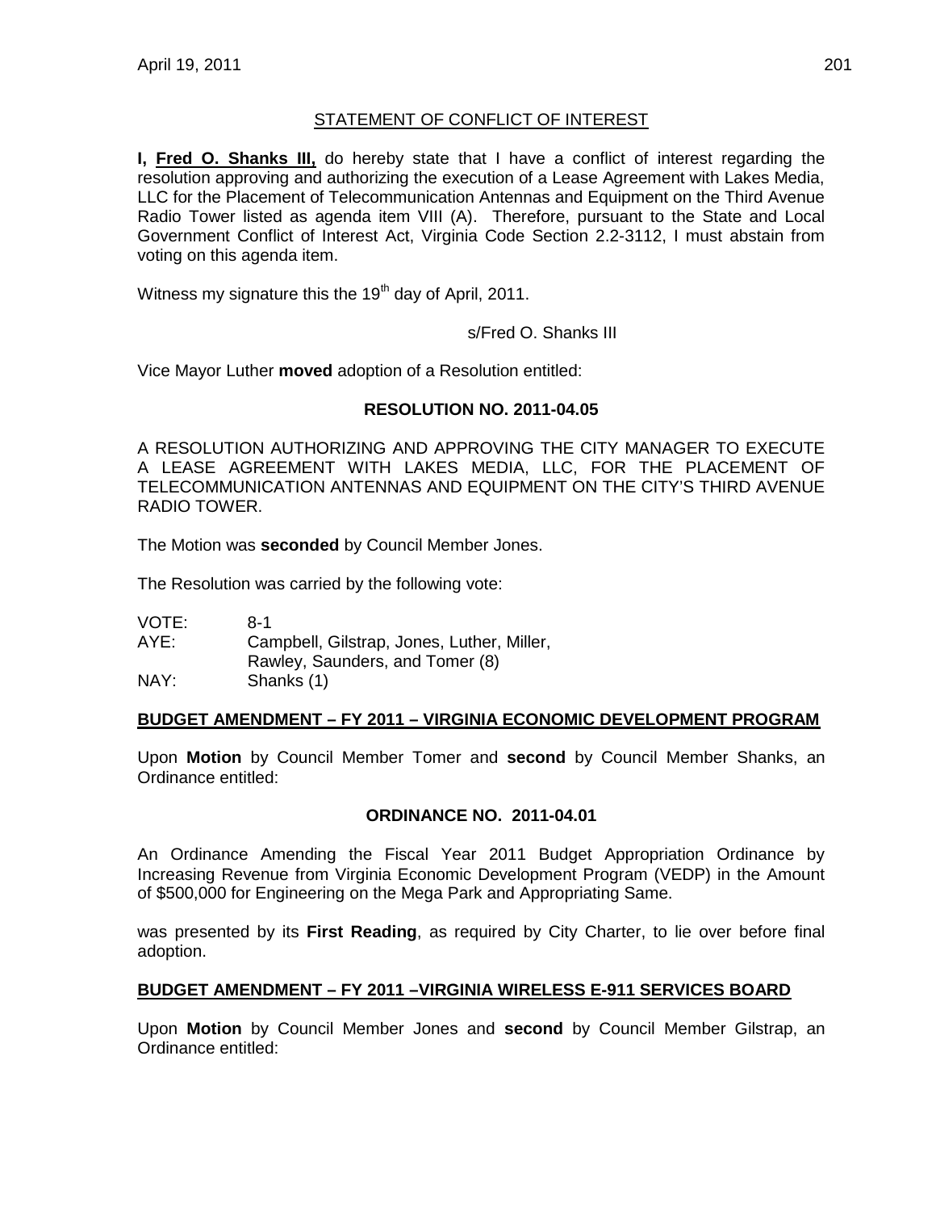## STATEMENT OF CONFLICT OF INTEREST

**I, Fred O. Shanks III,** do hereby state that I have a conflict of interest regarding the resolution approving and authorizing the execution of a Lease Agreement with Lakes Media, LLC for the Placement of Telecommunication Antennas and Equipment on the Third Avenue Radio Tower listed as agenda item VIII (A). Therefore, pursuant to the State and Local Government Conflict of Interest Act, Virginia Code Section 2.2-3112, I must abstain from voting on this agenda item.

Witness my signature this the 19th day of April, 2011.

s/Fred O. Shanks III

Vice Mayor Luther **moved** adoption of a Resolution entitled:

**RESOLUTION NO. 2011-04.05**

A RESOLUTION AUTHORIZING AND APPROVING THE CITY MANAGER TO EXECUTE A LEASE AGREEMENT WITH LAKES MEDIA, LLC, FOR THE PLACEMENT OF TELECOMMUNICATION ANTENNAS AND EQUIPMENT ON THE CITY'S THIRD AVENUE RADIO TOWER.

The Motion was **seconded** by Council Member Jones.

The Resolution was carried by the following vote:

VOTE: 8-1
AYE: Campbell, Gilstrap, Jones, Luther, Miller, Rawley, Saunders, and Tomer (8)
NAY: Shanks (1)

**BUDGET AMENDMENT – FY 2011 – VIRGINIA ECONOMIC DEVELOPMENT PROGRAM**

Upon **Motion** by Council Member Tomer and **second** by Council Member Shanks, an Ordinance entitled:

**ORDINANCE NO. 2011-04.01**

An Ordinance Amending the Fiscal Year 2011 Budget Appropriation Ordinance by Increasing Revenue from Virginia Economic Development Program (VEDP) in the Amount of $500,000 for Engineering on the Mega Park and Appropriating Same.

was presented by its **First Reading**, as required by City Charter, to lie over before final adoption.

**BUDGET AMENDMENT – FY 2011 –VIRGINIA WIRELESS E-911 SERVICES BOARD**

Upon **Motion** by Council Member Jones and **second** by Council Member Gilstrap, an Ordinance entitled: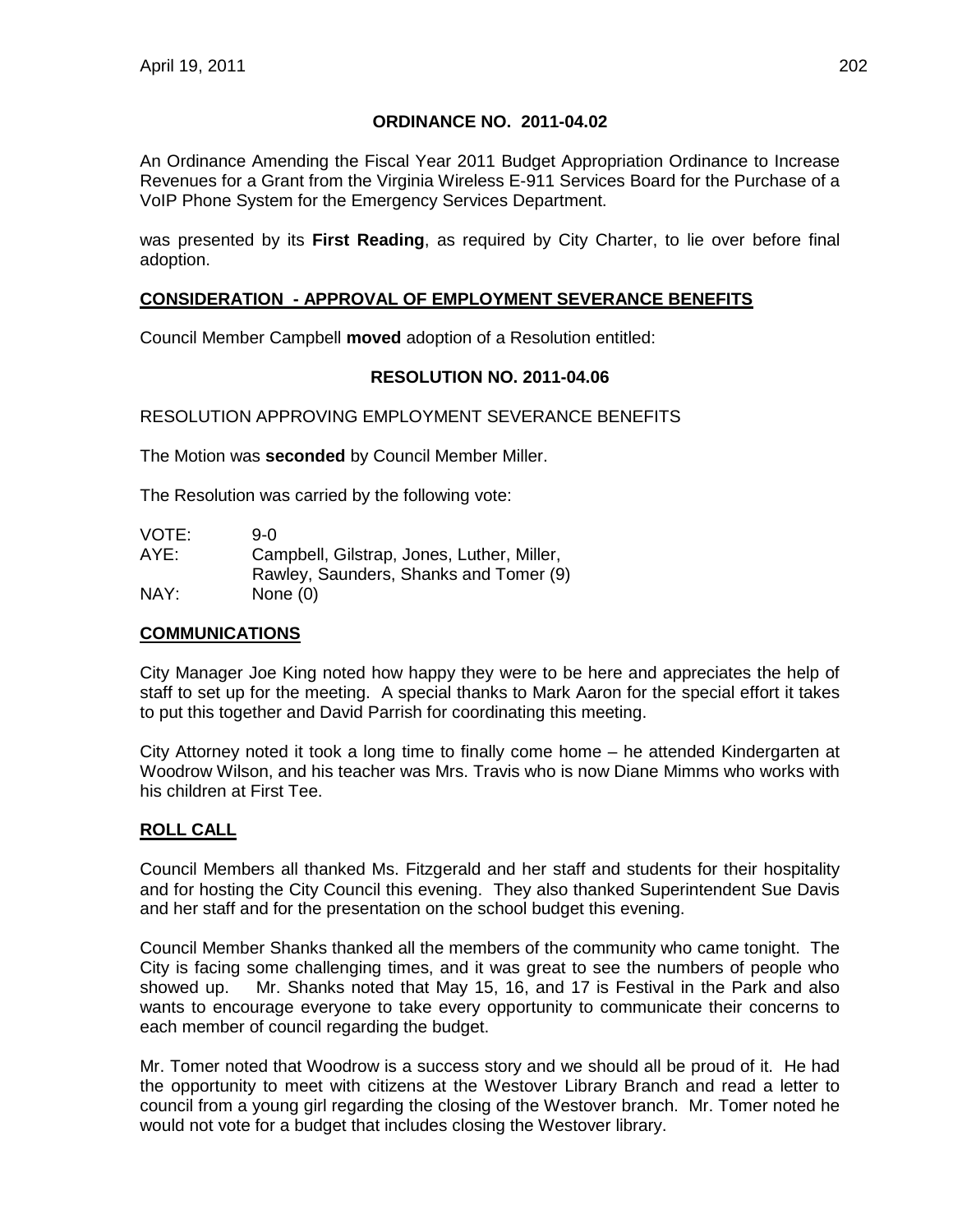## ORDINANCE NO. 2011-04.02

An Ordinance Amending the Fiscal Year 2011 Budget Appropriation Ordinance to Increase Revenues for a Grant from the Virginia Wireless E-911 Services Board for the Purchase of a VoIP Phone System for the Emergency Services Department.

was presented by its **First Reading**, as required by City Charter, to lie over before final adoption.

**CONSIDERATION - APPROVAL OF EMPLOYMENT SEVERANCE BENEFITS**

Council Member Campbell **moved** adoption of a Resolution entitled:

## RESOLUTION NO. 2011-04.06

RESOLUTION APPROVING EMPLOYMENT SEVERANCE BENEFITS

The Motion was **seconded** by Council Member Miller.

The Resolution was carried by the following vote:

| | |
|---|---|
| VOTE: | 9-0 |
| AYE: | Campbell, Gilstrap, Jones, Luther, Miller, Rawley, Saunders, Shanks and Tomer (9) |
| NAY: | None (0) |

**COMMUNICATIONS**

City Manager Joe King noted how happy they were to be here and appreciates the help of staff to set up for the meeting. A special thanks to Mark Aaron for the special effort it takes to put this together and David Parrish for coordinating this meeting.

City Attorney noted it took a long time to finally come home – he attended Kindergarten at Woodrow Wilson, and his teacher was Mrs. Travis who is now Diane Mimms who works with his children at First Tee.

**ROLL CALL**

Council Members all thanked Ms. Fitzgerald and her staff and students for their hospitality and for hosting the City Council this evening. They also thanked Superintendent Sue Davis and her staff and for the presentation on the school budget this evening.

Council Member Shanks thanked all the members of the community who came tonight. The City is facing some challenging times, and it was great to see the numbers of people who showed up. Mr. Shanks noted that May 15, 16, and 17 is Festival in the Park and also wants to encourage everyone to take every opportunity to communicate their concerns to each member of council regarding the budget.

Mr. Tomer noted that Woodrow is a success story and we should all be proud of it. He had the opportunity to meet with citizens at the Westover Library Branch and read a letter to council from a young girl regarding the closing of the Westover branch. Mr. Tomer noted he would not vote for a budget that includes closing the Westover library.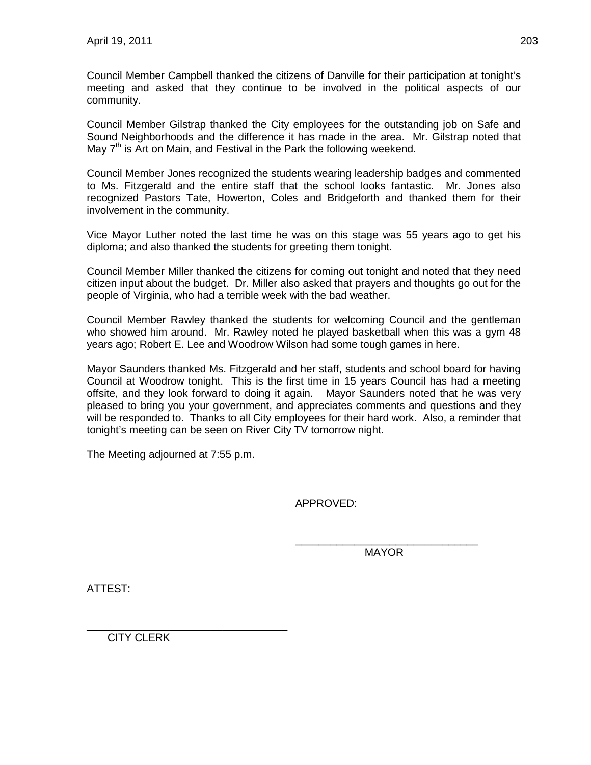Council Member Campbell thanked the citizens of Danville for their participation at tonight's meeting and asked that they continue to be involved in the political aspects of our community.

Council Member Gilstrap thanked the City employees for the outstanding job on Safe and Sound Neighborhoods and the difference it has made in the area. Mr. Gilstrap noted that May 7th is Art on Main, and Festival in the Park the following weekend.

Council Member Jones recognized the students wearing leadership badges and commented to Ms. Fitzgerald and the entire staff that the school looks fantastic. Mr. Jones also recognized Pastors Tate, Howerton, Coles and Bridgeforth and thanked them for their involvement in the community.

Vice Mayor Luther noted the last time he was on this stage was 55 years ago to get his diploma; and also thanked the students for greeting them tonight.

Council Member Miller thanked the citizens for coming out tonight and noted that they need citizen input about the budget. Dr. Miller also asked that prayers and thoughts go out for the people of Virginia, who had a terrible week with the bad weather.

Council Member Rawley thanked the students for welcoming Council and the gentleman who showed him around. Mr. Rawley noted he played basketball when this was a gym 48 years ago; Robert E. Lee and Woodrow Wilson had some tough games in here.

Mayor Saunders thanked Ms. Fitzgerald and her staff, students and school board for having Council at Woodrow tonight. This is the first time in 15 years Council has had a meeting offsite, and they look forward to doing it again. Mayor Saunders noted that he was very pleased to bring you your government, and appreciates comments and questions and they will be responded to. Thanks to all City employees for their hard work. Also, a reminder that tonight's meeting can be seen on River City TV tomorrow night.

The Meeting adjourned at 7:55 p.m.

APPROVED:

_______________________________
MAYOR

ATTEST:

_______________________________
CITY CLERK